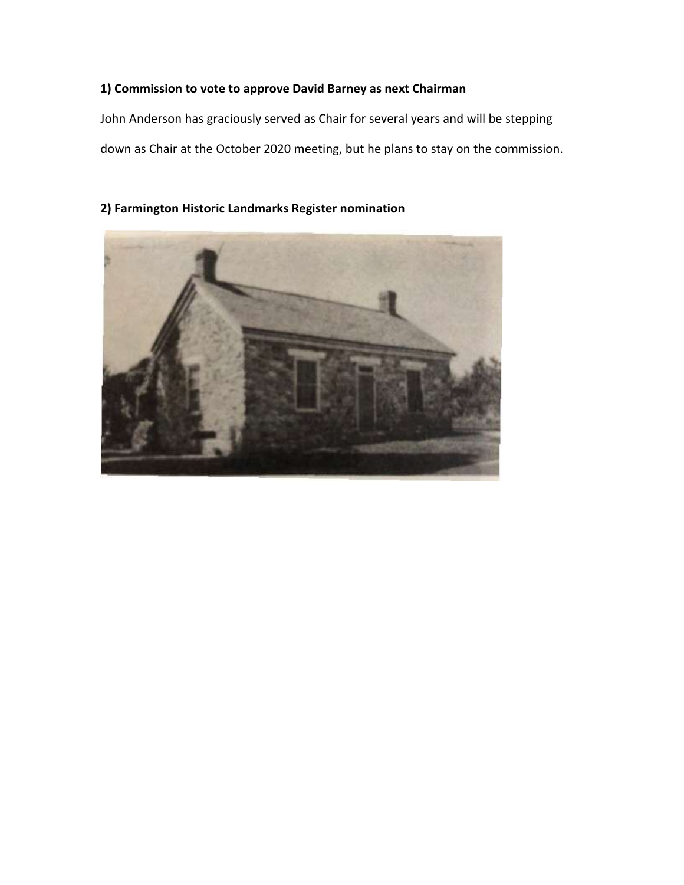**1) Commission to vote to approve David Barney as next Chairman**

John Anderson has graciously served as Chair for several years and will be stepping down as Chair at the October 2020 meeting, but he plans to stay on the commission.

**2) Farmington Historic Landmarks Register nomination**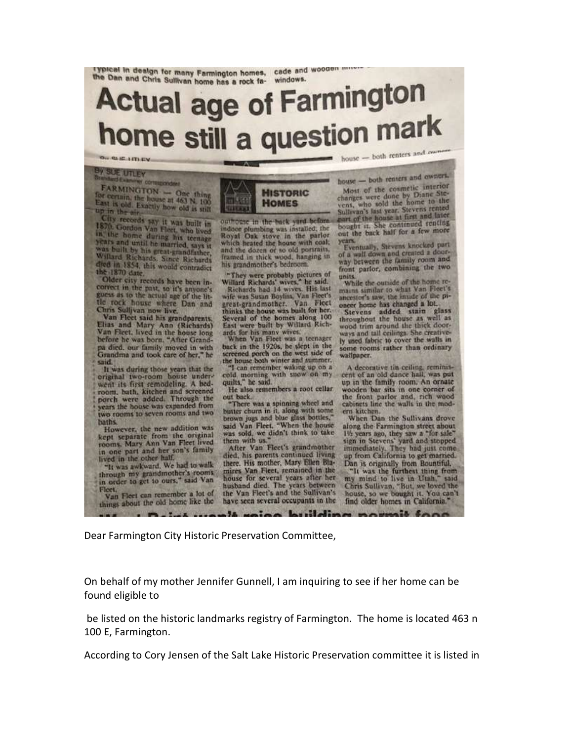Typical in design for many Farmington homes, the Dan and Chris Sullivan home has a rock facade and wooden windows.

# Actual age of Farmington home still a question mark

By SUE UTLEY
Standard-Examiner correspondent

FARMINGTON — One thing for certain, the house at 463 N. 100 East is old. Exactly how old is still up in the air.

City records say it was built in 1870. Gordon Van Fleet, who lived in the home during his teenage years and until he married, says it was built by his great-grandfather, Willard Richards. Since Richards died in 1854, this would contradict the 1870 date.

Older city records have been incorrect in the past, so it's anyone's guess as to the actual age of the little rock house where Dan and Chris Sullivan now live.

Van Fleet said his grandparents, Elias and Mary Ann (Richards) Van Fleet, lived in the house long before he was born. "After Grandpa died, our family moved in with Grandma and took care of her," he said.

It was during those years that the original two-room house underwent its first remodeling. A bedroom, bath, kitchen and screened porch were added. Through the years the house was expanded from two rooms to seven rooms and two baths.

However, the new addition was kept separate from the original rooms. Mary Ann Van Fleet lived in one part and her son's family lived in the other half.

"It was awkward. We had to walk through my grandmother's rooms in order to get to ours," said Van Fleet.

Van Fleet can remember a lot of things about the old home like the outhouse in the back yard before indoor plumbing was installed; the Royal Oak stove in the parlor which heated the house with coal; and the dozen or so old portraits, framed in thick wood, hanging in his grandmother's bedroom.

**HISTORIC HOMES**

"They were probably pictures of Willard Richards' wives," he said.

Richards had 14 wives. His last wife was Susan Boyliss, Van Fleet's great-grandmother. Van Fleet thinks the house was built for her. Several of the homes along 100 East were built by Willard Richards for his many wives.

When Van Fleet was a teenager back in the 1920s, he slept in the screened porch on the west side of the house both winter and summer.

"I can remember waking up on a cold morning with snow on my quilts," he said.

He also remembers a root cellar out back.

"There was a spinning wheel and butter churn in it, along with some brown jugs and blue glass bottles," said Van Fleet. "When the house was sold, we didn't think to take them with us."

After Van Fleet's grandmother died, his parents continued living there. His mother, Mary Ellen Blamires Van Fleet, remained in the house for several years after her husband died. The years between the Van Fleet's and the Sullivan's have seen several occupants in the house — both renters and owners.

Most of the cosmetic interior changes were done by Diane Stevens, who sold the home to the Sullivan's last year. Stevens rented part of the house at first and later bought it. She continued renting out the back half for a few more years.

Eventually, Stevens knocked part of a wall down and created a doorway between the family room and front parlor, combining the two units.

While the outside of the home remains similar to what Van Fleet's ancestor's saw, the inside of the pioneer home has changed a lot.

Stevens added stain glass throughout the house as well as wood trim around the thick doorways and tall ceilings. She creatively used fabric to cover the walls in some rooms rather than ordinary wallpaper.

A decorative tin ceiling, reminiscent of an old dance hall, was put up in the family room. An ornate wooden bar sits in one corner of the front parlor and, rich wood cabinets line the walls in the modern kitchen.

When Dan the Sullivans drove along the Farmington street about 1½ years ago, they saw a "for sale" sign in Stevens' yard and stopped immediately. They had just come up from California to get married. Dan is originally from Bountiful.

"It was the furthest thing from my mind to live in Utah," said Chris Sullivan. "But, we loved the house, so we bought it. You can't find older homes in California."

Dear Farmington City Historic Preservation Committee,

On behalf of my mother Jennifer Gunnell, I am inquiring to see if her home can be found eligible to

be listed on the historic landmarks registry of Farmington. The home is located 463 n 100 E, Farmington.

According to Cory Jensen of the Salt Lake Historic Preservation committee it is listed in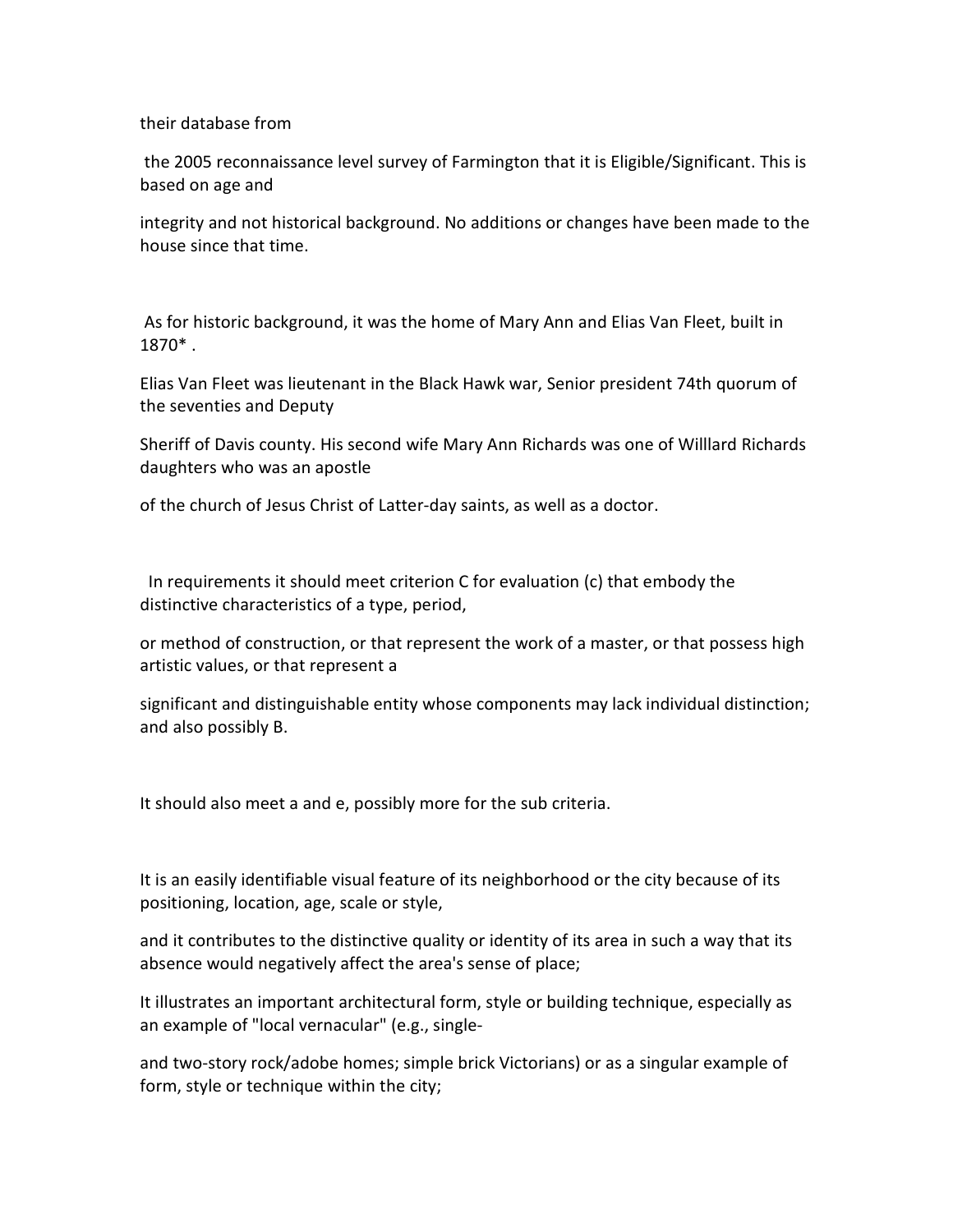their database from

the 2005 reconnaissance level survey of Farmington that it is Eligible/Significant. This is based on age and

integrity and not historical background. No additions or changes have been made to the house since that time.

As for historic background, it was the home of Mary Ann and Elias Van Fleet, built in 1870* .

Elias Van Fleet was lieutenant in the Black Hawk war, Senior president 74th quorum of the seventies and Deputy

Sheriff of Davis county. His second wife Mary Ann Richards was one of Willlard Richards daughters who was an apostle

of the church of Jesus Christ of Latter-day saints, as well as a doctor.

In requirements it should meet criterion C for evaluation (c) that embody the distinctive characteristics of a type, period,

or method of construction, or that represent the work of a master, or that possess high artistic values, or that represent a

significant and distinguishable entity whose components may lack individual distinction; and also possibly B.

It should also meet a and e, possibly more for the sub criteria.

It is an easily identifiable visual feature of its neighborhood or the city because of its positioning, location, age, scale or style,

and it contributes to the distinctive quality or identity of its area in such a way that its absence would negatively affect the area's sense of place;

It illustrates an important architectural form, style or building technique, especially as an example of "local vernacular" (e.g., single-

and two-story rock/adobe homes; simple brick Victorians) or as a singular example of form, style or technique within the city;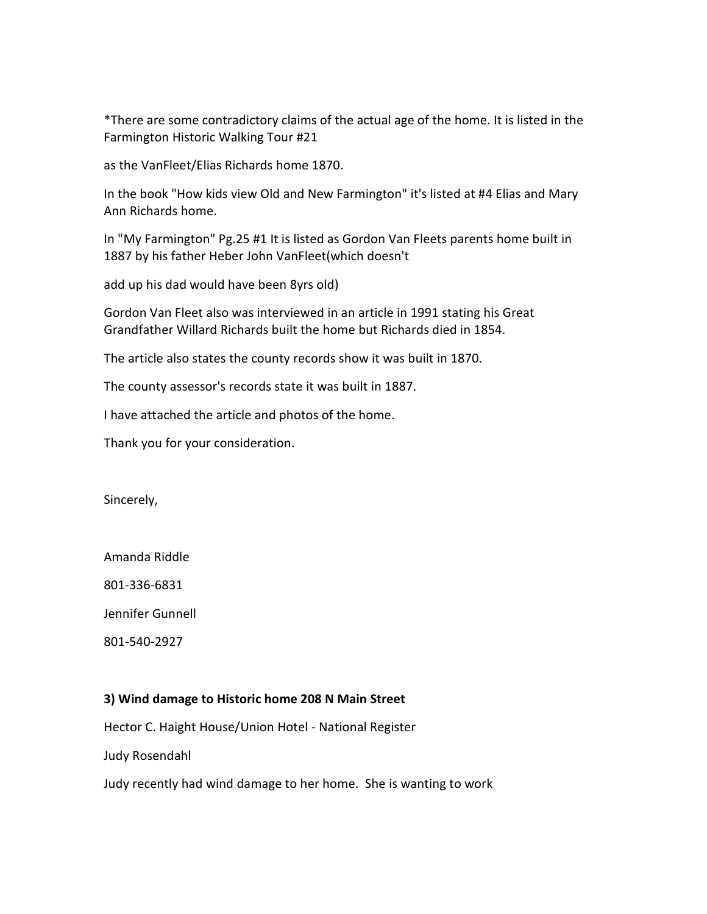*There are some contradictory claims of the actual age of the home. It is listed in the Farmington Historic Walking Tour #21

as the VanFleet/Elias Richards home 1870.

In the book "How kids view Old and New Farmington" it's listed at #4 Elias and Mary Ann Richards home.

In "My Farmington" Pg.25 #1 It is listed as Gordon Van Fleets parents home built in 1887 by his father Heber John VanFleet(which doesn't

add up his dad would have been 8yrs old)

Gordon Van Fleet also was interviewed in an article in 1991 stating his Great Grandfather Willard Richards built the home but Richards died in 1854.

The article also states the county records show it was built in 1870.

The county assessor's records state it was built in 1887.

I have attached the article and photos of the home.

Thank you for your consideration.

Sincerely,

Amanda Riddle

801-336-6831

Jennifer Gunnell

801-540-2927

**3) Wind damage to Historic home 208 N Main Street**

Hector C. Haight House/Union Hotel - National Register

Judy Rosendahl

Judy recently had wind damage to her home. She is wanting to work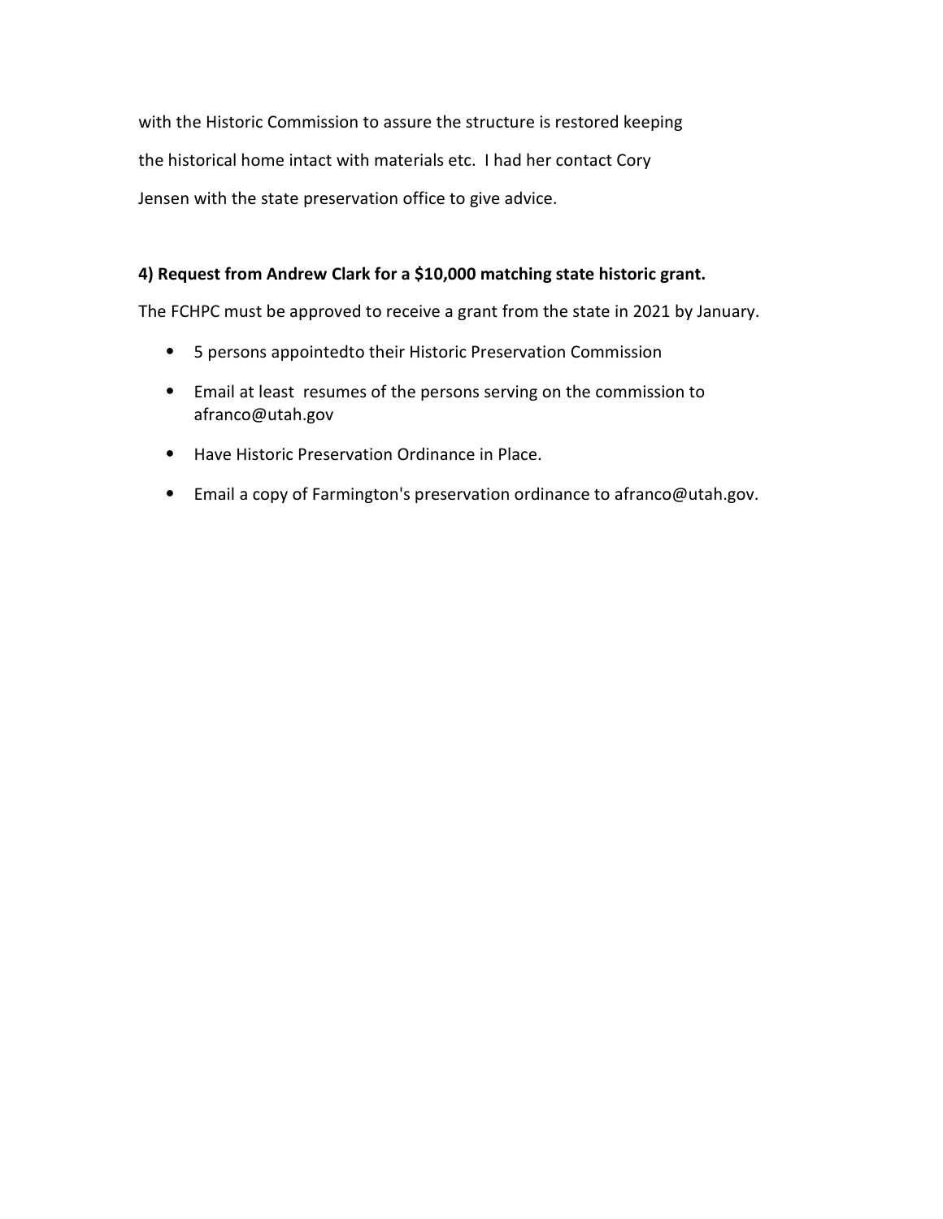with the Historic Commission to assure the structure is restored keeping the historical home intact with materials etc.  I had her contact Cory Jensen with the state preservation office to give advice.

**4) Request from Andrew Clark for a $10,000 matching state historic grant.**

The FCHPC must be approved to receive a grant from the state in 2021 by January.

- 5 persons appointedto their Historic Preservation Commission
- Email at least  resumes of the persons serving on the commission to afranco@utah.gov
- Have Historic Preservation Ordinance in Place.
- Email a copy of Farmington's preservation ordinance to afranco@utah.gov.